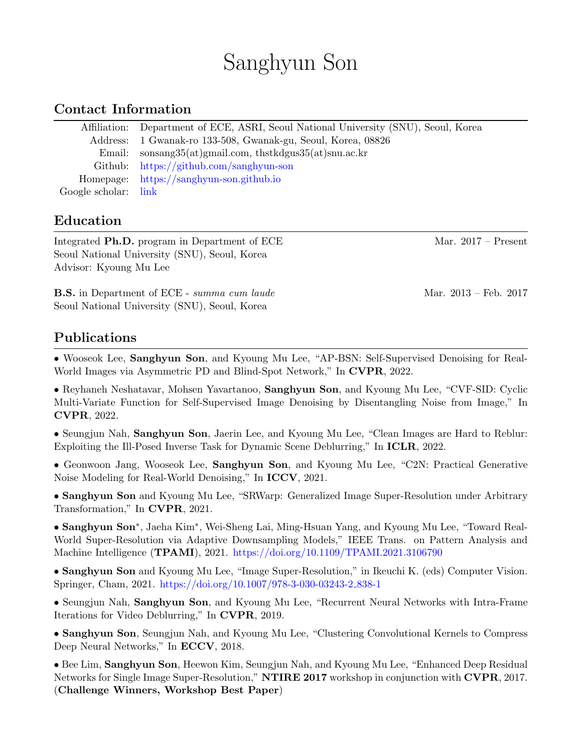# Sanghyun Son

## Contact Information

Affiliation: Department of ECE, ASRI, Seoul National University (SNU), Seoul, Korea
Address: 1 Gwanak-ro 133-508, Gwanak-gu, Seoul, Korea, 08826
Email: sonsang35(at)gmail.com, thstkdgus35(at)snu.ac.kr
Github: https://github.com/sanghyun-son
Homepage: https://sanghyun-son.github.io
Google scholar: link

## Education

Integrated **Ph.D.** program in Department of ECE — Mar. 2017 – Present
Seoul National University (SNU), Seoul, Korea
Advisor: Kyoung Mu Lee

**B.S.** in Department of ECE - *summa cum laude* — Mar. 2013 – Feb. 2017
Seoul National University (SNU), Seoul, Korea

## Publications

- Wooseok Lee, **Sanghyun Son**, and Kyoung Mu Lee, "AP-BSN: Self-Supervised Denoising for Real-World Images via Asymmetric PD and Blind-Spot Network," In **CVPR**, 2022.

- Reyhaneh Neshatavar, Mohsen Yavartanoo, **Sanghyun Son**, and Kyoung Mu Lee, "CVF-SID: Cyclic Multi-Variate Function for Self-Supervised Image Denoising by Disentangling Noise from Image," In **CVPR**, 2022.

- Seungjun Nah, **Sanghyun Son**, Jaerin Lee, and Kyoung Mu Lee, "Clean Images are Hard to Reblur: Exploiting the Ill-Posed Inverse Task for Dynamic Scene Deblurring," In **ICLR**, 2022.

- Geonwoon Jang, Wooseok Lee, **Sanghyun Son**, and Kyoung Mu Lee, "C2N: Practical Generative Noise Modeling for Real-World Denoising," In **ICCV**, 2021.

- **Sanghyun Son** and Kyoung Mu Lee, "SRWarp: Generalized Image Super-Resolution under Arbitrary Transformation," In **CVPR**, 2021.

- **Sanghyun Son***, Jaeha Kim*, Wei-Sheng Lai, Ming-Hsuan Yang, and Kyoung Mu Lee, "Toward Real-World Super-Resolution via Adaptive Downsampling Models," IEEE Trans. on Pattern Analysis and Machine Intelligence (**TPAMI**), 2021. https://doi.org/10.1109/TPAMI.2021.3106790

- **Sanghyun Son** and Kyoung Mu Lee, "Image Super-Resolution," in Ikeuchi K. (eds) Computer Vision. Springer, Cham, 2021. https://doi.org/10.1007/978-3-030-03243-2_838-1

- Seungjun Nah, **Sanghyun Son**, and Kyoung Mu Lee, "Recurrent Neural Networks with Intra-Frame Iterations for Video Deblurring," In **CVPR**, 2019.

- **Sanghyun Son**, Seungjun Nah, and Kyoung Mu Lee, "Clustering Convolutional Kernels to Compress Deep Neural Networks," In **ECCV**, 2018.

- Bee Lim, **Sanghyun Son**, Heewon Kim, Seungjun Nah, and Kyoung Mu Lee, "Enhanced Deep Residual Networks for Single Image Super-Resolution," **NTIRE 2017** workshop in conjunction with **CVPR**, 2017. (**Challenge Winners, Workshop Best Paper**)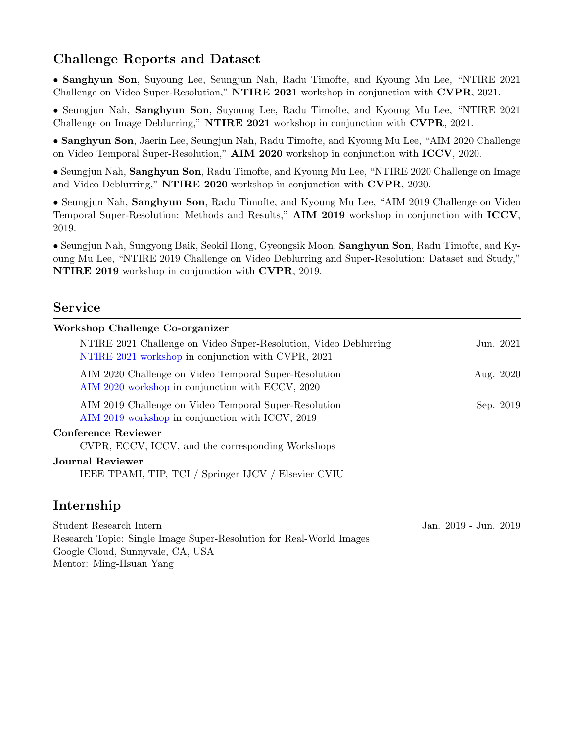## Challenge Reports and Dataset

- **Sanghyun Son**, Suyoung Lee, Seungjun Nah, Radu Timofte, and Kyoung Mu Lee, "NTIRE 2021 Challenge on Video Super-Resolution," **NTIRE 2021** workshop in conjunction with **CVPR**, 2021.
- Seungjun Nah, **Sanghyun Son**, Suyoung Lee, Radu Timofte, and Kyoung Mu Lee, "NTIRE 2021 Challenge on Image Deblurring," **NTIRE 2021** workshop in conjunction with **CVPR**, 2021.
- **Sanghyun Son**, Jaerin Lee, Seungjun Nah, Radu Timofte, and Kyoung Mu Lee, "AIM 2020 Challenge on Video Temporal Super-Resolution," **AIM 2020** workshop in conjunction with **ICCV**, 2020.
- Seungjun Nah, **Sanghyun Son**, Radu Timofte, and Kyoung Mu Lee, "NTIRE 2020 Challenge on Image and Video Deblurring," **NTIRE 2020** workshop in conjunction with **CVPR**, 2020.
- Seungjun Nah, **Sanghyun Son**, Radu Timofte, and Kyoung Mu Lee, "AIM 2019 Challenge on Video Temporal Super-Resolution: Methods and Results," **AIM 2019** workshop in conjunction with **ICCV**, 2019.
- Seungjun Nah, Sungyong Baik, Seokil Hong, Gyeongsik Moon, **Sanghyun Son**, Radu Timofte, and Kyoung Mu Lee, "NTIRE 2019 Challenge on Video Deblurring and Super-Resolution: Dataset and Study," **NTIRE 2019** workshop in conjunction with **CVPR**, 2019.

## Service

**Workshop Challenge Co-organizer**

NTIRE 2021 Challenge on Video Super-Resolution, Video Deblurring — Jun. 2021
NTIRE 2021 workshop in conjunction with CVPR, 2021

AIM 2020 Challenge on Video Temporal Super-Resolution — Aug. 2020
AIM 2020 workshop in conjunction with ECCV, 2020

AIM 2019 Challenge on Video Temporal Super-Resolution — Sep. 2019
AIM 2019 workshop in conjunction with ICCV, 2019

**Conference Reviewer**

CVPR, ECCV, ICCV, and the corresponding Workshops

**Journal Reviewer**

IEEE TPAMI, TIP, TCI / Springer IJCV / Elsevier CVIU

## Internship

Student Research Intern — Jan. 2019 - Jun. 2019
Research Topic: Single Image Super-Resolution for Real-World Images
Google Cloud, Sunnyvale, CA, USA
Mentor: Ming-Hsuan Yang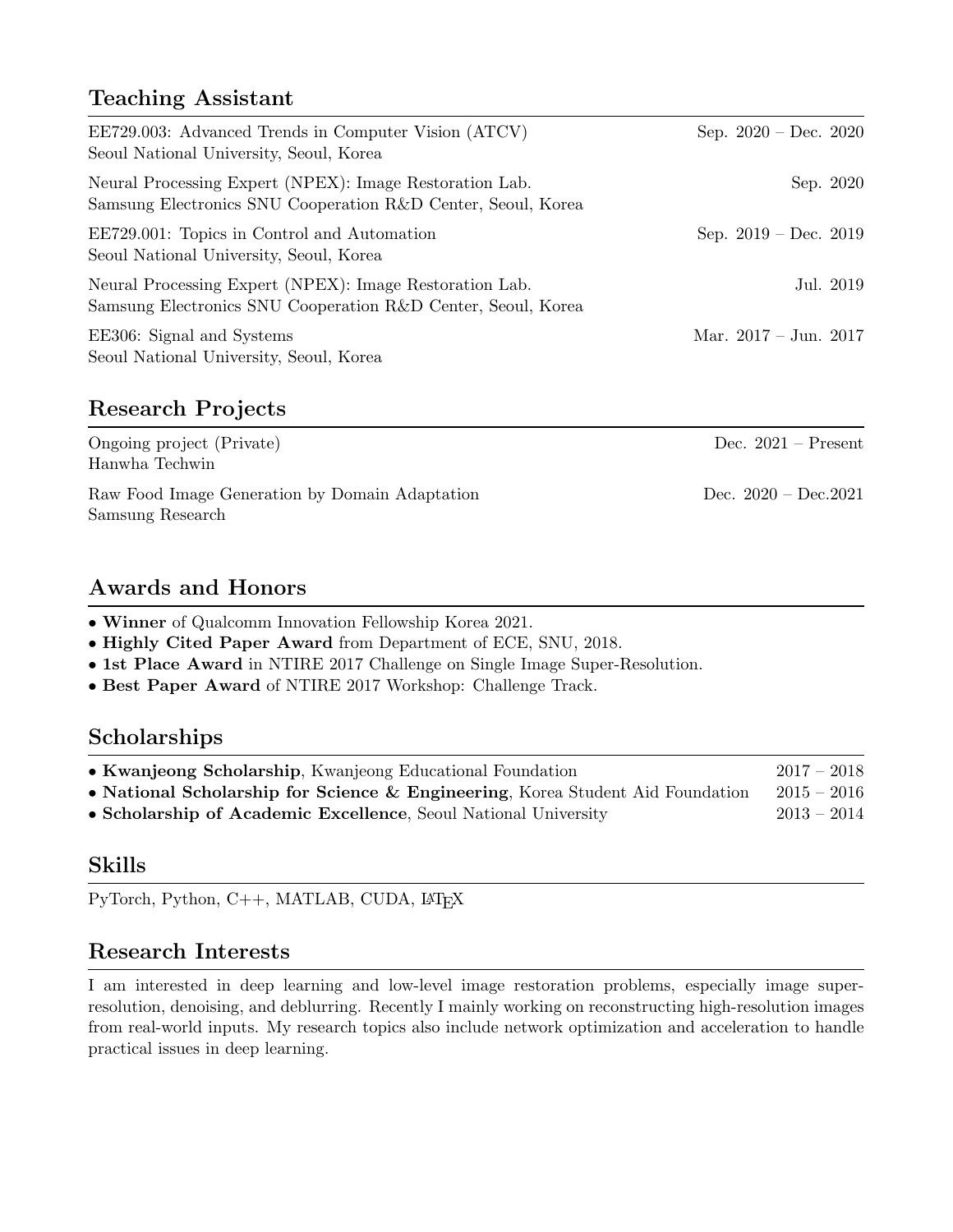## Teaching Assistant

EE729.003: Advanced Trends in Computer Vision (ATCV) — Sep. 2020 – Dec. 2020
Seoul National University, Seoul, Korea

Neural Processing Expert (NPEX): Image Restoration Lab. — Sep. 2020
Samsung Electronics SNU Cooperation R&D Center, Seoul, Korea

EE729.001: Topics in Control and Automation — Sep. 2019 – Dec. 2019
Seoul National University, Seoul, Korea

Neural Processing Expert (NPEX): Image Restoration Lab. — Jul. 2019
Samsung Electronics SNU Cooperation R&D Center, Seoul, Korea

EE306: Signal and Systems — Mar. 2017 – Jun. 2017
Seoul National University, Seoul, Korea

## Research Projects

Ongoing project (Private) — Dec. 2021 – Present
Hanwha Techwin

Raw Food Image Generation by Domain Adaptation — Dec. 2020 – Dec.2021
Samsung Research

## Awards and Honors

- **Winner** of Qualcomm Innovation Fellowship Korea 2021.
- **Highly Cited Paper Award** from Department of ECE, SNU, 2018.
- **1st Place Award** in NTIRE 2017 Challenge on Single Image Super-Resolution.
- **Best Paper Award** of NTIRE 2017 Workshop: Challenge Track.

## Scholarships

- **Kwanjeong Scholarship**, Kwanjeong Educational Foundation — 2017 – 2018
- **National Scholarship for Science & Engineering**, Korea Student Aid Foundation — 2015 – 2016
- **Scholarship of Academic Excellence**, Seoul National University — 2013 – 2014

## Skills

PyTorch, Python, C++, MATLAB, CUDA, LaTeX

## Research Interests

I am interested in deep learning and low-level image restoration problems, especially image super-resolution, denoising, and deblurring. Recently I mainly working on reconstructing high-resolution images from real-world inputs. My research topics also include network optimization and acceleration to handle practical issues in deep learning.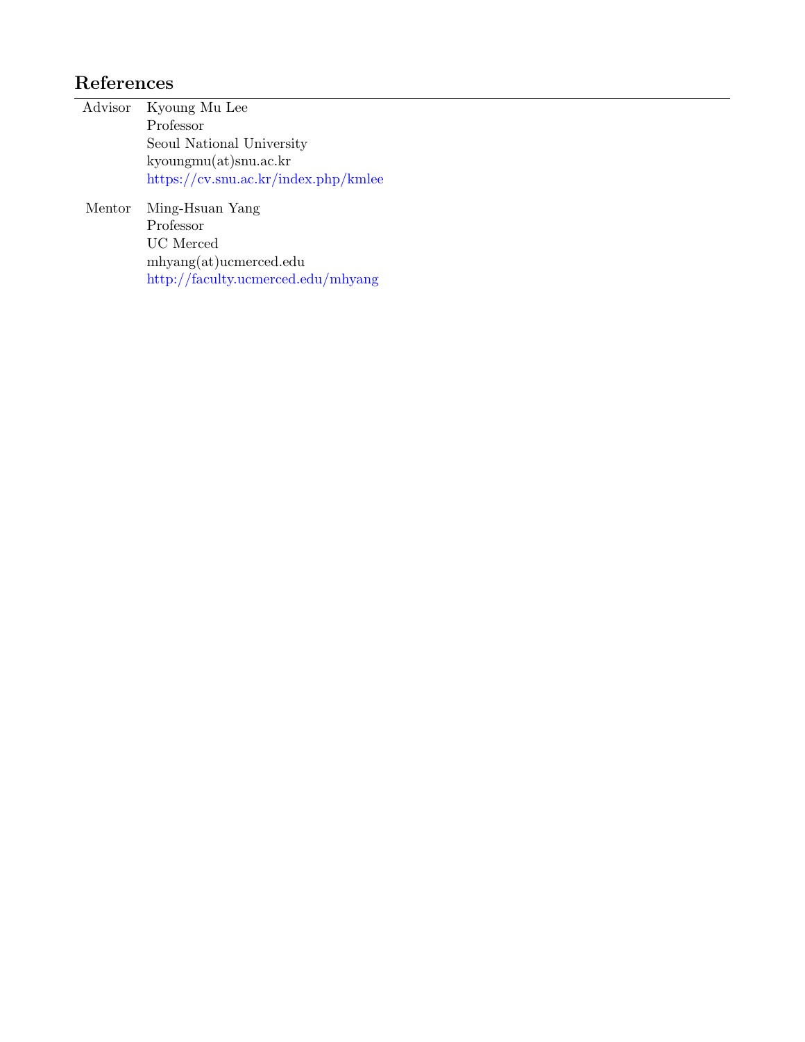## References

Advisor Kyoung Mu Lee
Professor
Seoul National University
kyoungmu(at)snu.ac.kr
https://cv.snu.ac.kr/index.php/kmlee

Mentor Ming-Hsuan Yang
Professor
UC Merced
mhyang(at)ucmerced.edu
http://faculty.ucmerced.edu/mhyang